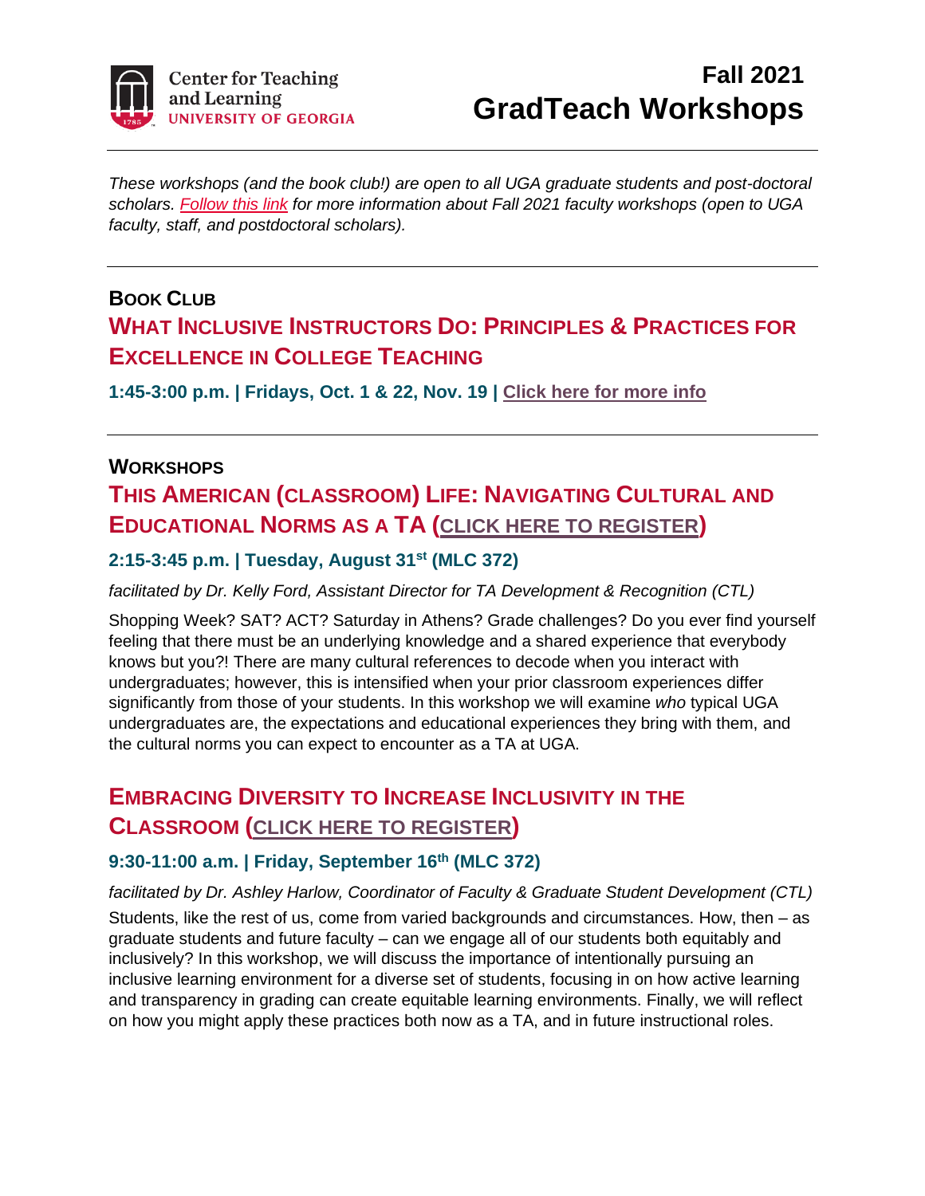Center for Teaching and Learning
UNIVERSITY OF GEORGIA

# Fall 2021 GradTeach Workshops

*These workshops (and the book club!) are open to all UGA graduate students and post-doctoral scholars. Follow this link for more information about Fall 2021 faculty workshops (open to UGA faculty, staff, and postdoctoral scholars).*

---

## BOOK CLUB

### WHAT INCLUSIVE INSTRUCTORS DO: PRINCIPLES & PRACTICES FOR EXCELLENCE IN COLLEGE TEACHING

**1:45-3:00 p.m. | Fridays, Oct. 1 & 22, Nov. 19 | Click here for more info**

---

## WORKSHOPS

### THIS AMERICAN (CLASSROOM) LIFE: NAVIGATING CULTURAL AND EDUCATIONAL NORMS AS A TA (CLICK HERE TO REGISTER)

**2:15-3:45 p.m. | Tuesday, August 31st (MLC 372)**

*facilitated by Dr. Kelly Ford, Assistant Director for TA Development & Recognition (CTL)*

Shopping Week? SAT? ACT? Saturday in Athens? Grade challenges? Do you ever find yourself feeling that there must be an underlying knowledge and a shared experience that everybody knows but you?! There are many cultural references to decode when you interact with undergraduates; however, this is intensified when your prior classroom experiences differ significantly from those of your students. In this workshop we will examine *who* typical UGA undergraduates are, the expectations and educational experiences they bring with them, and the cultural norms you can expect to encounter as a TA at UGA.

### EMBRACING DIVERSITY TO INCREASE INCLUSIVITY IN THE CLASSROOM (CLICK HERE TO REGISTER)

**9:30-11:00 a.m. | Friday, September 16th (MLC 372)**

*facilitated by Dr. Ashley Harlow, Coordinator of Faculty & Graduate Student Development (CTL)*

Students, like the rest of us, come from varied backgrounds and circumstances. How, then – as graduate students and future faculty – can we engage all of our students both equitably and inclusively? In this workshop, we will discuss the importance of intentionally pursuing an inclusive learning environment for a diverse set of students, focusing in on how active learning and transparency in grading can create equitable learning environments. Finally, we will reflect on how you might apply these practices both now as a TA, and in future instructional roles.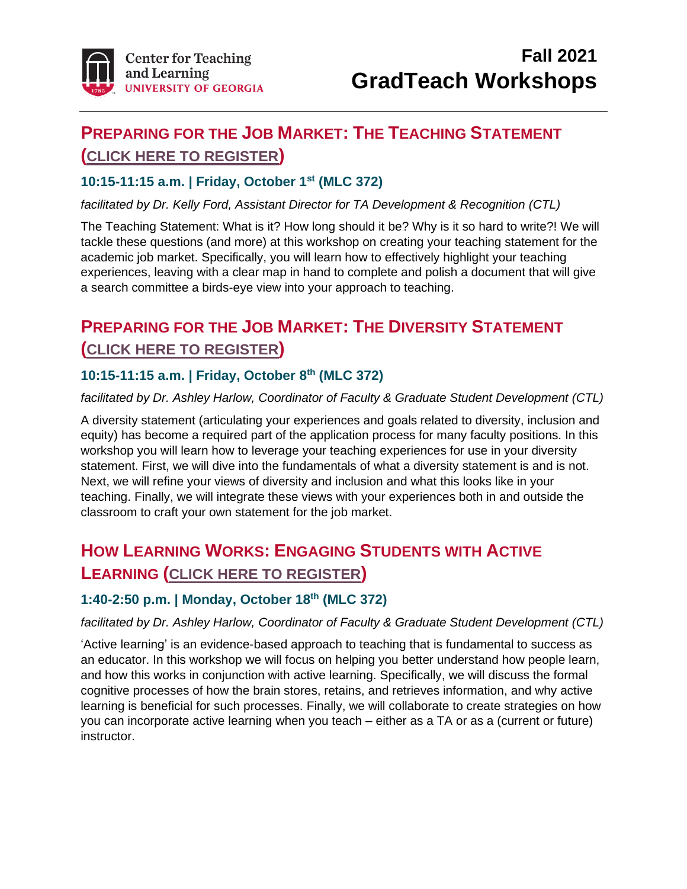# Fall 2021 GradTeach Workshops

## Preparing for the Job Market: The Teaching Statement (CLICK HERE TO REGISTER)

### 10:15-11:15 a.m. | Friday, October 1st (MLC 372)

*facilitated by Dr. Kelly Ford, Assistant Director for TA Development & Recognition (CTL)*

The Teaching Statement: What is it? How long should it be? Why is it so hard to write?! We will tackle these questions (and more) at this workshop on creating your teaching statement for the academic job market. Specifically, you will learn how to effectively highlight your teaching experiences, leaving with a clear map in hand to complete and polish a document that will give a search committee a birds-eye view into your approach to teaching.

## Preparing for the Job Market: The Diversity Statement (CLICK HERE TO REGISTER)

### 10:15-11:15 a.m. | Friday, October 8th (MLC 372)

*facilitated by Dr. Ashley Harlow, Coordinator of Faculty & Graduate Student Development (CTL)*

A diversity statement (articulating your experiences and goals related to diversity, inclusion and equity) has become a required part of the application process for many faculty positions. In this workshop you will learn how to leverage your teaching experiences for use in your diversity statement. First, we will dive into the fundamentals of what a diversity statement is and is not. Next, we will refine your views of diversity and inclusion and what this looks like in your teaching. Finally, we will integrate these views with your experiences both in and outside the classroom to craft your own statement for the job market.

## How Learning Works: Engaging Students with Active Learning (CLICK HERE TO REGISTER)

### 1:40-2:50 p.m. | Monday, October 18th (MLC 372)

*facilitated by Dr. Ashley Harlow, Coordinator of Faculty & Graduate Student Development (CTL)*

'Active learning' is an evidence-based approach to teaching that is fundamental to success as an educator. In this workshop we will focus on helping you better understand how people learn, and how this works in conjunction with active learning. Specifically, we will discuss the formal cognitive processes of how the brain stores, retains, and retrieves information, and why active learning is beneficial for such processes. Finally, we will collaborate to create strategies on how you can incorporate active learning when you teach – either as a TA or as a (current or future) instructor.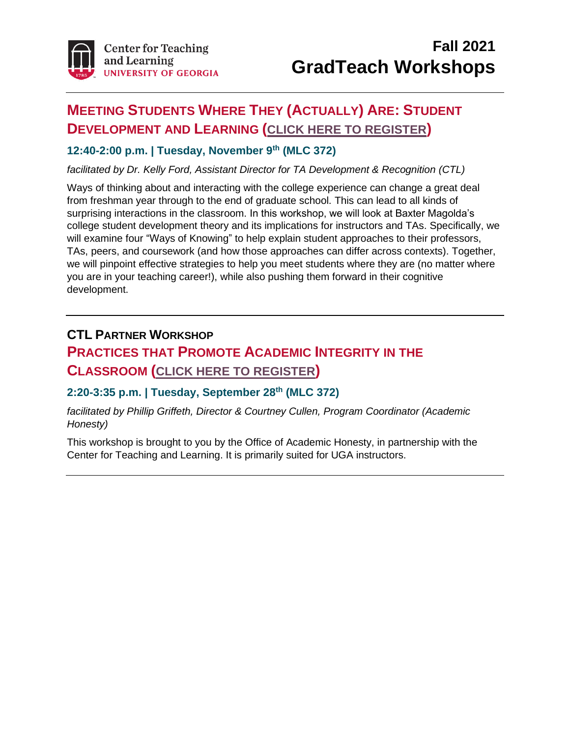# Fall 2021 GradTeach Workshops

## Meeting Students Where They (Actually) Are: Student Development and Learning (Click here to register)

### 12:40-2:00 p.m. | Tuesday, November 9th (MLC 372)

*facilitated by Dr. Kelly Ford, Assistant Director for TA Development & Recognition (CTL)*

Ways of thinking about and interacting with the college experience can change a great deal from freshman year through to the end of graduate school. This can lead to all kinds of surprising interactions in the classroom. In this workshop, we will look at Baxter Magolda's college student development theory and its implications for instructors and TAs. Specifically, we will examine four "Ways of Knowing" to help explain student approaches to their professors, TAs, peers, and coursework (and how those approaches can differ across contexts). Together, we will pinpoint effective strategies to help you meet students where they are (no matter where you are in your teaching career!), while also pushing them forward in their cognitive development.

---

**CTL Partner Workshop**

## Practices that Promote Academic Integrity in the Classroom (Click here to register)

### 2:20-3:35 p.m. | Tuesday, September 28th (MLC 372)

*facilitated by Phillip Griffeth, Director & Courtney Cullen, Program Coordinator (Academic Honesty)*

This workshop is brought to you by the Office of Academic Honesty, in partnership with the Center for Teaching and Learning. It is primarily suited for UGA instructors.